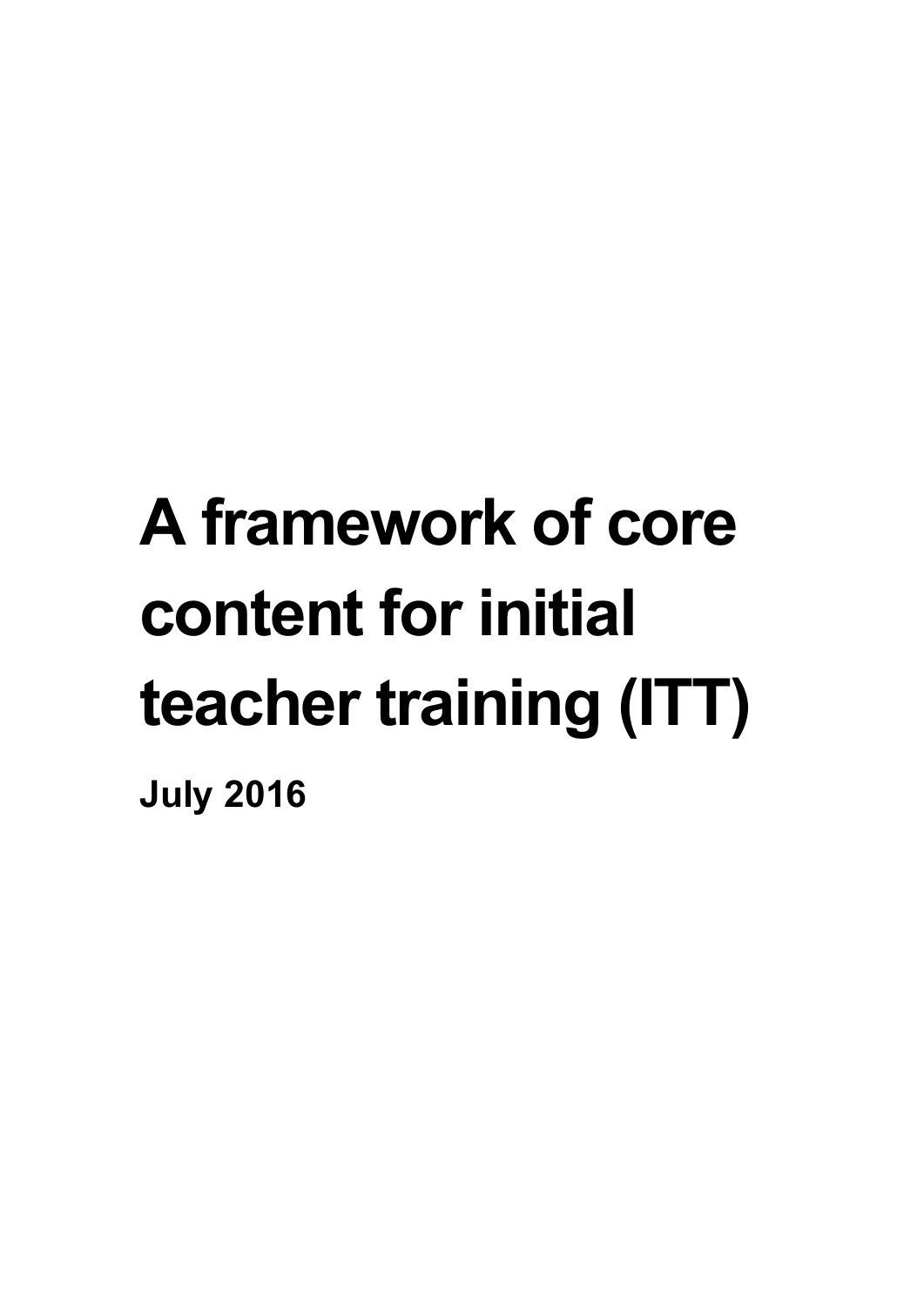# A framework of core content for initial teacher training (ITT)

**July 2016**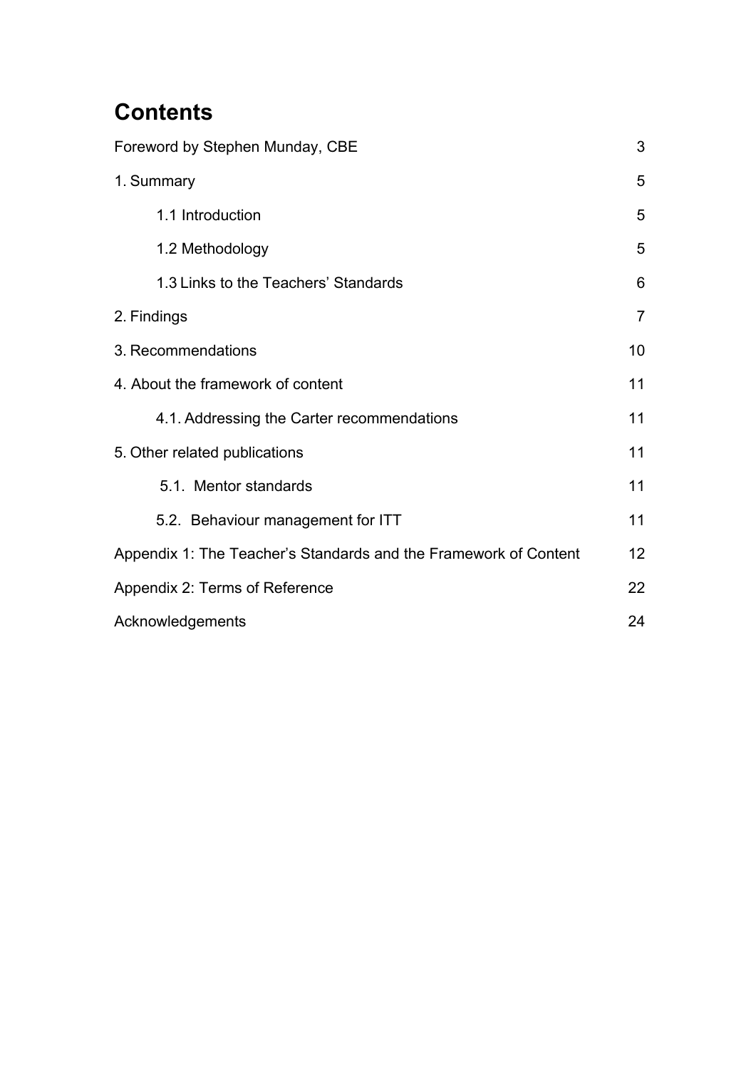# Contents

| | |
|---|---|
| Foreword by Stephen Munday, CBE | 3 |
| 1. Summary | 5 |
| 1.1 Introduction | 5 |
| 1.2 Methodology | 5 |
| 1.3 Links to the Teachers' Standards | 6 |
| 2. Findings | 7 |
| 3. Recommendations | 10 |
| 4. About the framework of content | 11 |
| 4.1. Addressing the Carter recommendations | 11 |
| 5. Other related publications | 11 |
| 5.1. Mentor standards | 11 |
| 5.2. Behaviour management for ITT | 11 |
| Appendix 1: The Teacher's Standards and the Framework of Content | 12 |
| Appendix 2: Terms of Reference | 22 |
| Acknowledgements | 24 |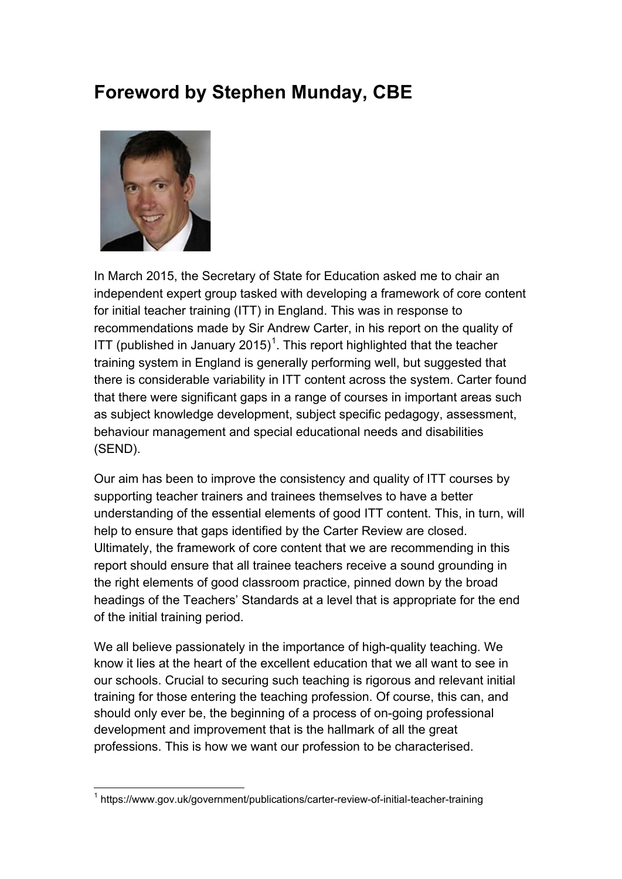# Foreword by Stephen Munday, CBE

In March 2015, the Secretary of State for Education asked me to chair an independent expert group tasked with developing a framework of core content for initial teacher training (ITT) in England. This was in response to recommendations made by Sir Andrew Carter, in his report on the quality of ITT (published in January 2015)[1]. This report highlighted that the teacher training system in England is generally performing well, but suggested that there is considerable variability in ITT content across the system. Carter found that there were significant gaps in a range of courses in important areas such as subject knowledge development, subject specific pedagogy, assessment, behaviour management and special educational needs and disabilities (SEND).

Our aim has been to improve the consistency and quality of ITT courses by supporting teacher trainers and trainees themselves to have a better understanding of the essential elements of good ITT content. This, in turn, will help to ensure that gaps identified by the Carter Review are closed. Ultimately, the framework of core content that we are recommending in this report should ensure that all trainee teachers receive a sound grounding in the right elements of good classroom practice, pinned down by the broad headings of the Teachers' Standards at a level that is appropriate for the end of the initial training period.

We all believe passionately in the importance of high-quality teaching. We know it lies at the heart of the excellent education that we all want to see in our schools. Crucial to securing such teaching is rigorous and relevant initial training for those entering the teaching profession. Of course, this can, and should only ever be, the beginning of a process of on-going professional development and improvement that is the hallmark of all the great professions. This is how we want our profession to be characterised.

[1] https://www.gov.uk/government/publications/carter-review-of-initial-teacher-training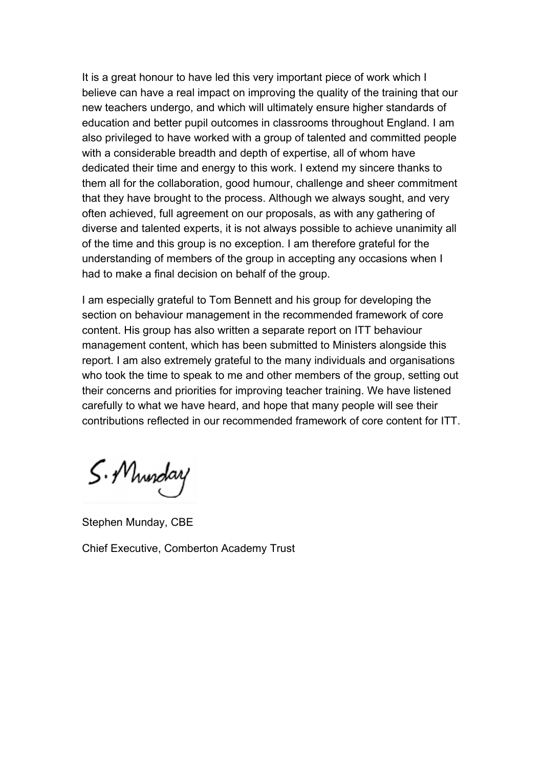It is a great honour to have led this very important piece of work which I believe can have a real impact on improving the quality of the training that our new teachers undergo, and which will ultimately ensure higher standards of education and better pupil outcomes in classrooms throughout England. I am also privileged to have worked with a group of talented and committed people with a considerable breadth and depth of expertise, all of whom have dedicated their time and energy to this work. I extend my sincere thanks to them all for the collaboration, good humour, challenge and sheer commitment that they have brought to the process. Although we always sought, and very often achieved, full agreement on our proposals, as with any gathering of diverse and talented experts, it is not always possible to achieve unanimity all of the time and this group is no exception. I am therefore grateful for the understanding of members of the group in accepting any occasions when I had to make a final decision on behalf of the group.

I am especially grateful to Tom Bennett and his group for developing the section on behaviour management in the recommended framework of core content. His group has also written a separate report on ITT behaviour management content, which has been submitted to Ministers alongside this report. I am also extremely grateful to the many individuals and organisations who took the time to speak to me and other members of the group, setting out their concerns and priorities for improving teacher training. We have listened carefully to what we have heard, and hope that many people will see their contributions reflected in our recommended framework of core content for ITT.

S. Munday

Stephen Munday, CBE

Chief Executive, Comberton Academy Trust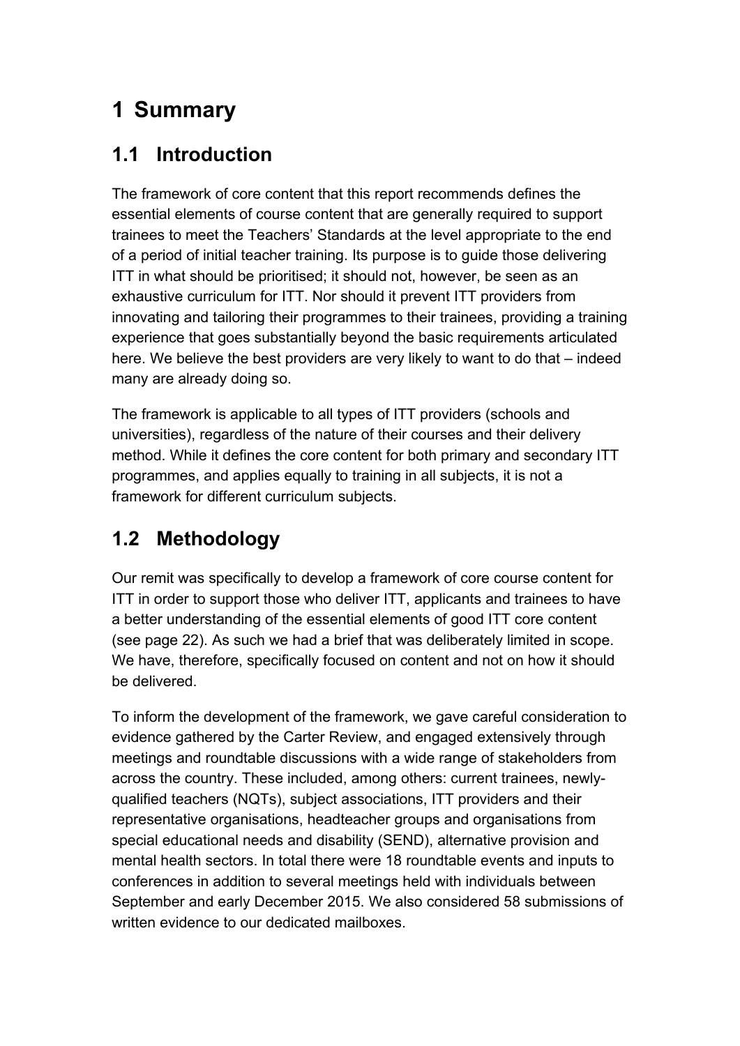# 1 Summary

## 1.1 Introduction

The framework of core content that this report recommends defines the essential elements of course content that are generally required to support trainees to meet the Teachers' Standards at the level appropriate to the end of a period of initial teacher training. Its purpose is to guide those delivering ITT in what should be prioritised; it should not, however, be seen as an exhaustive curriculum for ITT. Nor should it prevent ITT providers from innovating and tailoring their programmes to their trainees, providing a training experience that goes substantially beyond the basic requirements articulated here. We believe the best providers are very likely to want to do that – indeed many are already doing so.

The framework is applicable to all types of ITT providers (schools and universities), regardless of the nature of their courses and their delivery method. While it defines the core content for both primary and secondary ITT programmes, and applies equally to training in all subjects, it is not a framework for different curriculum subjects.

## 1.2 Methodology

Our remit was specifically to develop a framework of core course content for ITT in order to support those who deliver ITT, applicants and trainees to have a better understanding of the essential elements of good ITT core content (see page 22). As such we had a brief that was deliberately limited in scope. We have, therefore, specifically focused on content and not on how it should be delivered.

To inform the development of the framework, we gave careful consideration to evidence gathered by the Carter Review, and engaged extensively through meetings and roundtable discussions with a wide range of stakeholders from across the country. These included, among others: current trainees, newly-qualified teachers (NQTs), subject associations, ITT providers and their representative organisations, headteacher groups and organisations from special educational needs and disability (SEND), alternative provision and mental health sectors. In total there were 18 roundtable events and inputs to conferences in addition to several meetings held with individuals between September and early December 2015. We also considered 58 submissions of written evidence to our dedicated mailboxes.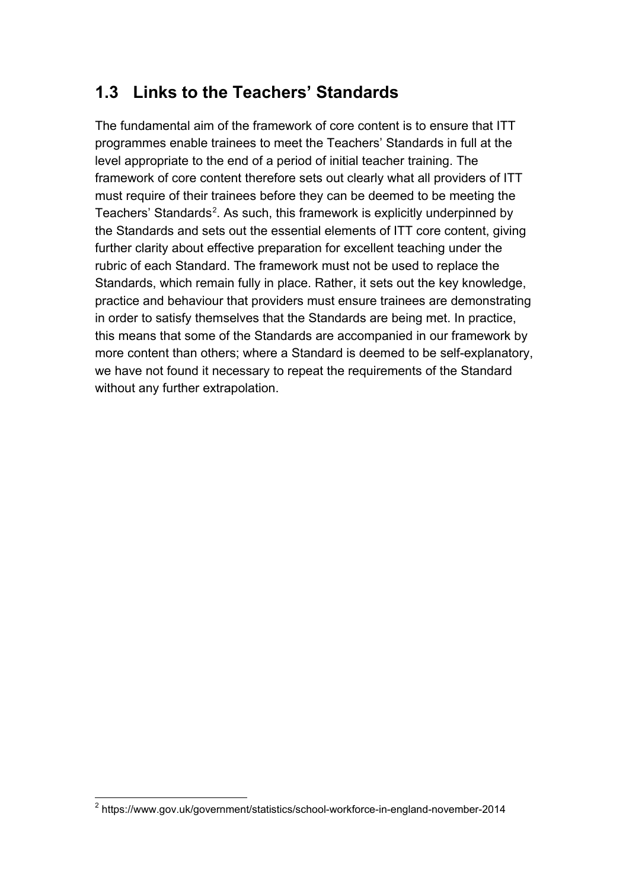## 1.3 Links to the Teachers' Standards

The fundamental aim of the framework of core content is to ensure that ITT programmes enable trainees to meet the Teachers' Standards in full at the level appropriate to the end of a period of initial teacher training. The framework of core content therefore sets out clearly what all providers of ITT must require of their trainees before they can be deemed to be meeting the Teachers' Standards[2]. As such, this framework is explicitly underpinned by the Standards and sets out the essential elements of ITT core content, giving further clarity about effective preparation for excellent teaching under the rubric of each Standard. The framework must not be used to replace the Standards, which remain fully in place. Rather, it sets out the key knowledge, practice and behaviour that providers must ensure trainees are demonstrating in order to satisfy themselves that the Standards are being met. In practice, this means that some of the Standards are accompanied in our framework by more content than others; where a Standard is deemed to be self-explanatory, we have not found it necessary to repeat the requirements of the Standard without any further extrapolation.

[2] https://www.gov.uk/government/statistics/school-workforce-in-england-november-2014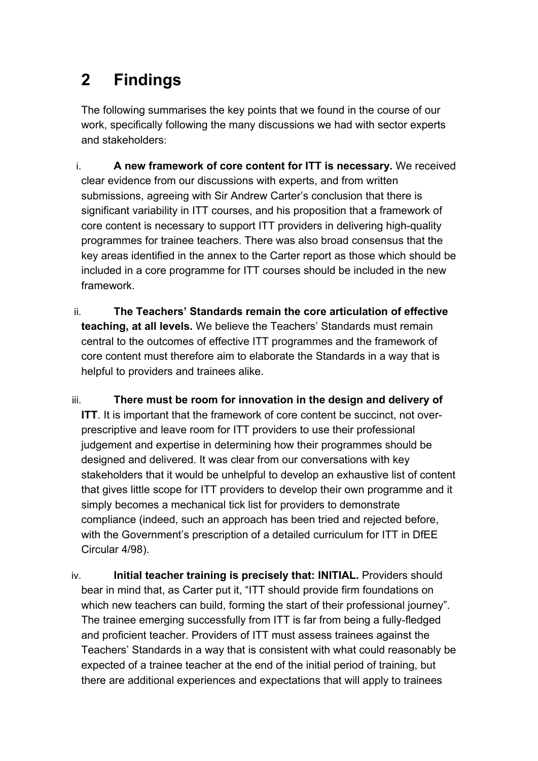## 2 Findings

The following summarises the key points that we found in the course of our work, specifically following the many discussions we had with sector experts and stakeholders:

i. **A new framework of core content for ITT is necessary.** We received clear evidence from our discussions with experts, and from written submissions, agreeing with Sir Andrew Carter's conclusion that there is significant variability in ITT courses, and his proposition that a framework of core content is necessary to support ITT providers in delivering high-quality programmes for trainee teachers. There was also broad consensus that the key areas identified in the annex to the Carter report as those which should be included in a core programme for ITT courses should be included in the new framework.

ii. **The Teachers' Standards remain the core articulation of effective teaching, at all levels.** We believe the Teachers' Standards must remain central to the outcomes of effective ITT programmes and the framework of core content must therefore aim to elaborate the Standards in a way that is helpful to providers and trainees alike.

iii. **There must be room for innovation in the design and delivery of ITT**. It is important that the framework of core content be succinct, not over-prescriptive and leave room for ITT providers to use their professional judgement and expertise in determining how their programmes should be designed and delivered. It was clear from our conversations with key stakeholders that it would be unhelpful to develop an exhaustive list of content that gives little scope for ITT providers to develop their own programme and it simply becomes a mechanical tick list for providers to demonstrate compliance (indeed, such an approach has been tried and rejected before, with the Government's prescription of a detailed curriculum for ITT in DfEE Circular 4/98).

iv. **Initial teacher training is precisely that: INITIAL.** Providers should bear in mind that, as Carter put it, "ITT should provide firm foundations on which new teachers can build, forming the start of their professional journey". The trainee emerging successfully from ITT is far from being a fully-fledged and proficient teacher. Providers of ITT must assess trainees against the Teachers' Standards in a way that is consistent with what could reasonably be expected of a trainee teacher at the end of the initial period of training, but there are additional experiences and expectations that will apply to trainees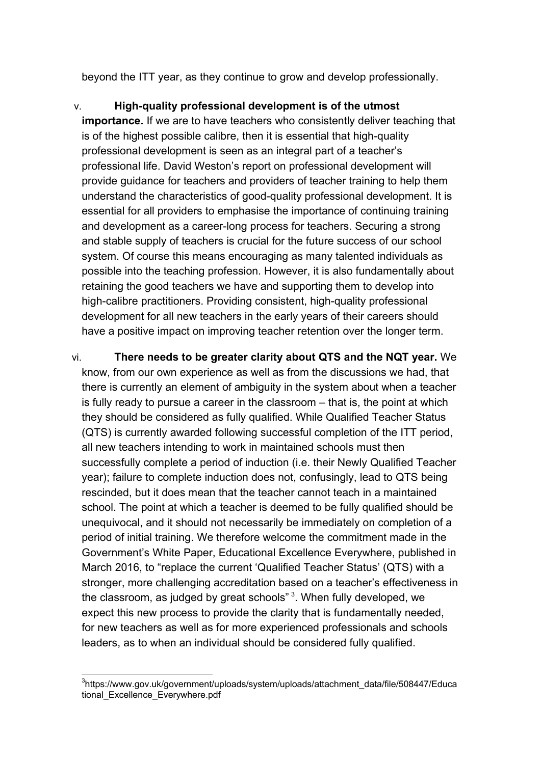beyond the ITT year, as they continue to grow and develop professionally.

v. **High-quality professional development is of the utmost importance.** If we are to have teachers who consistently deliver teaching that is of the highest possible calibre, then it is essential that high-quality professional development is seen as an integral part of a teacher's professional life. David Weston's report on professional development will provide guidance for teachers and providers of teacher training to help them understand the characteristics of good-quality professional development. It is essential for all providers to emphasise the importance of continuing training and development as a career-long process for teachers. Securing a strong and stable supply of teachers is crucial for the future success of our school system. Of course this means encouraging as many talented individuals as possible into the teaching profession. However, it is also fundamentally about retaining the good teachers we have and supporting them to develop into high-calibre practitioners. Providing consistent, high-quality professional development for all new teachers in the early years of their careers should have a positive impact on improving teacher retention over the longer term.

vi. **There needs to be greater clarity about QTS and the NQT year.** We know, from our own experience as well as from the discussions we had, that there is currently an element of ambiguity in the system about when a teacher is fully ready to pursue a career in the classroom – that is, the point at which they should be considered as fully qualified. While Qualified Teacher Status (QTS) is currently awarded following successful completion of the ITT period, all new teachers intending to work in maintained schools must then successfully complete a period of induction (i.e. their Newly Qualified Teacher year); failure to complete induction does not, confusingly, lead to QTS being rescinded, but it does mean that the teacher cannot teach in a maintained school. The point at which a teacher is deemed to be fully qualified should be unequivocal, and it should not necessarily be immediately on completion of a period of initial training. We therefore welcome the commitment made in the Government's White Paper, Educational Excellence Everywhere, published in March 2016, to "replace the current 'Qualified Teacher Status' (QTS) with a stronger, more challenging accreditation based on a teacher's effectiveness in the classroom, as judged by great schools" [3]. When fully developed, we expect this new process to provide the clarity that is fundamentally needed, for new teachers as well as for more experienced professionals and schools leaders, as to when an individual should be considered fully qualified.

---

[3] https://www.gov.uk/government/uploads/system/uploads/attachment_data/file/508447/Educational_Excellence_Everywhere.pdf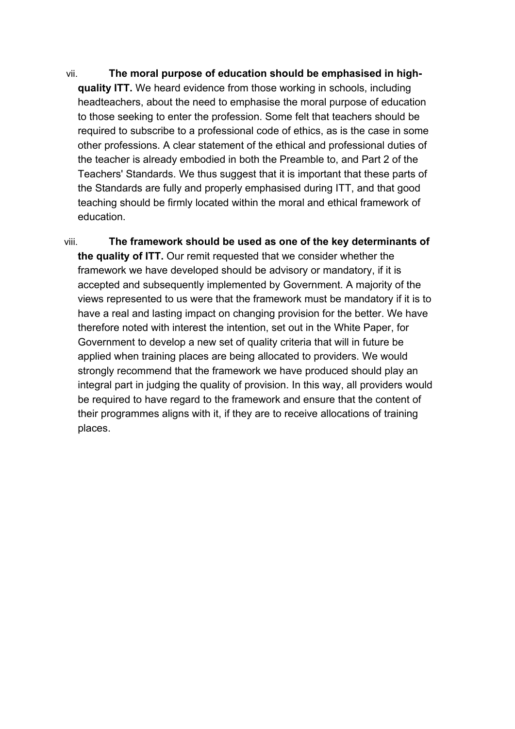vii. **The moral purpose of education should be emphasised in high-quality ITT.** We heard evidence from those working in schools, including headteachers, about the need to emphasise the moral purpose of education to those seeking to enter the profession. Some felt that teachers should be required to subscribe to a professional code of ethics, as is the case in some other professions. A clear statement of the ethical and professional duties of the teacher is already embodied in both the Preamble to, and Part 2 of the Teachers' Standards. We thus suggest that it is important that these parts of the Standards are fully and properly emphasised during ITT, and that good teaching should be firmly located within the moral and ethical framework of education.

viii. **The framework should be used as one of the key determinants of the quality of ITT.** Our remit requested that we consider whether the framework we have developed should be advisory or mandatory, if it is accepted and subsequently implemented by Government. A majority of the views represented to us were that the framework must be mandatory if it is to have a real and lasting impact on changing provision for the better. We have therefore noted with interest the intention, set out in the White Paper, for Government to develop a new set of quality criteria that will in future be applied when training places are being allocated to providers. We would strongly recommend that the framework we have produced should play an integral part in judging the quality of provision. In this way, all providers would be required to have regard to the framework and ensure that the content of their programmes aligns with it, if they are to receive allocations of training places.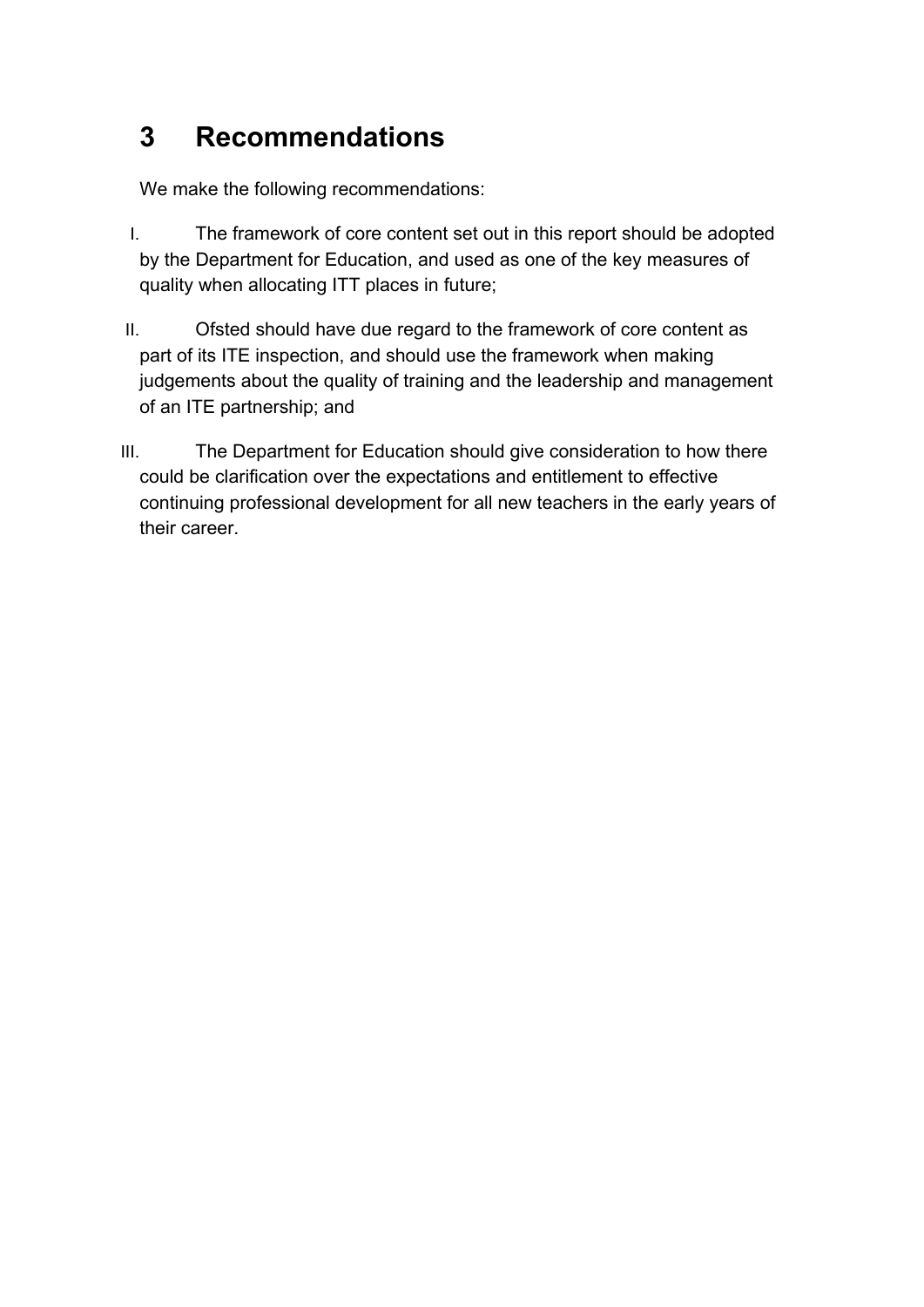# 3 Recommendations

We make the following recommendations:

I. The framework of core content set out in this report should be adopted by the Department for Education, and used as one of the key measures of quality when allocating ITT places in future;

II. Ofsted should have due regard to the framework of core content as part of its ITE inspection, and should use the framework when making judgements about the quality of training and the leadership and management of an ITE partnership; and

III. The Department for Education should give consideration to how there could be clarification over the expectations and entitlement to effective continuing professional development for all new teachers in the early years of their career.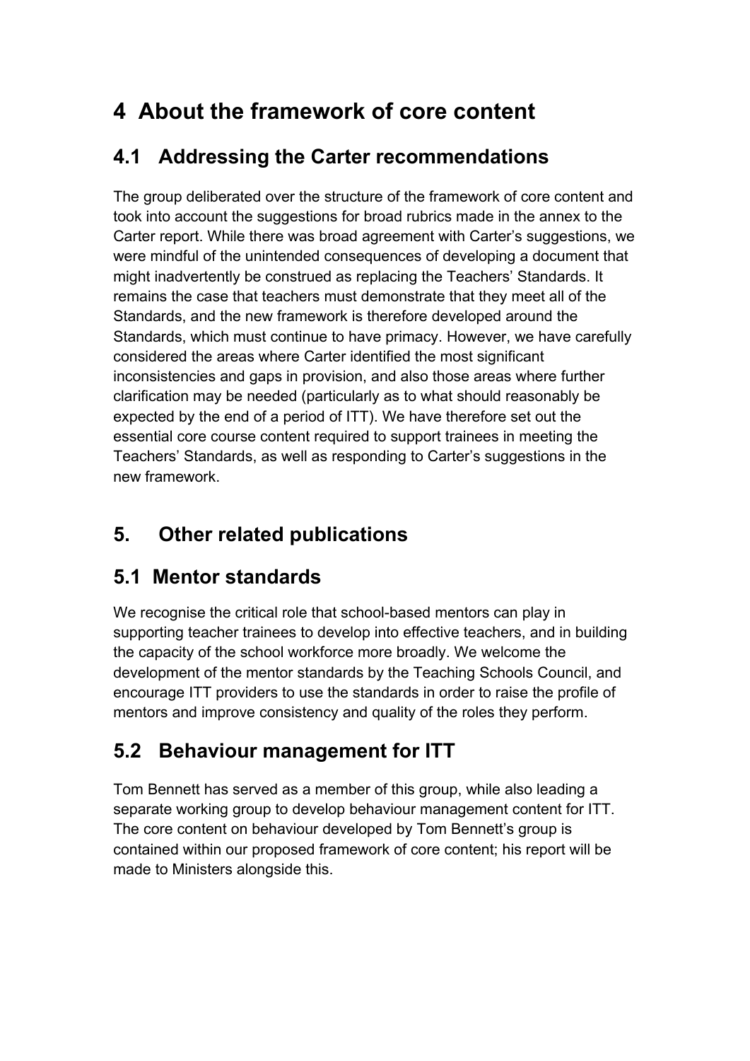# 4 About the framework of core content

## 4.1 Addressing the Carter recommendations

The group deliberated over the structure of the framework of core content and took into account the suggestions for broad rubrics made in the annex to the Carter report. While there was broad agreement with Carter's suggestions, we were mindful of the unintended consequences of developing a document that might inadvertently be construed as replacing the Teachers' Standards. It remains the case that teachers must demonstrate that they meet all of the Standards, and the new framework is therefore developed around the Standards, which must continue to have primacy. However, we have carefully considered the areas where Carter identified the most significant inconsistencies and gaps in provision, and also those areas where further clarification may be needed (particularly as to what should reasonably be expected by the end of a period of ITT). We have therefore set out the essential core course content required to support trainees in meeting the Teachers' Standards, as well as responding to Carter's suggestions in the new framework.

# 5. Other related publications

## 5.1 Mentor standards

We recognise the critical role that school-based mentors can play in supporting teacher trainees to develop into effective teachers, and in building the capacity of the school workforce more broadly. We welcome the development of the mentor standards by the Teaching Schools Council, and encourage ITT providers to use the standards in order to raise the profile of mentors and improve consistency and quality of the roles they perform.

## 5.2 Behaviour management for ITT

Tom Bennett has served as a member of this group, while also leading a separate working group to develop behaviour management content for ITT. The core content on behaviour developed by Tom Bennett's group is contained within our proposed framework of core content; his report will be made to Ministers alongside this.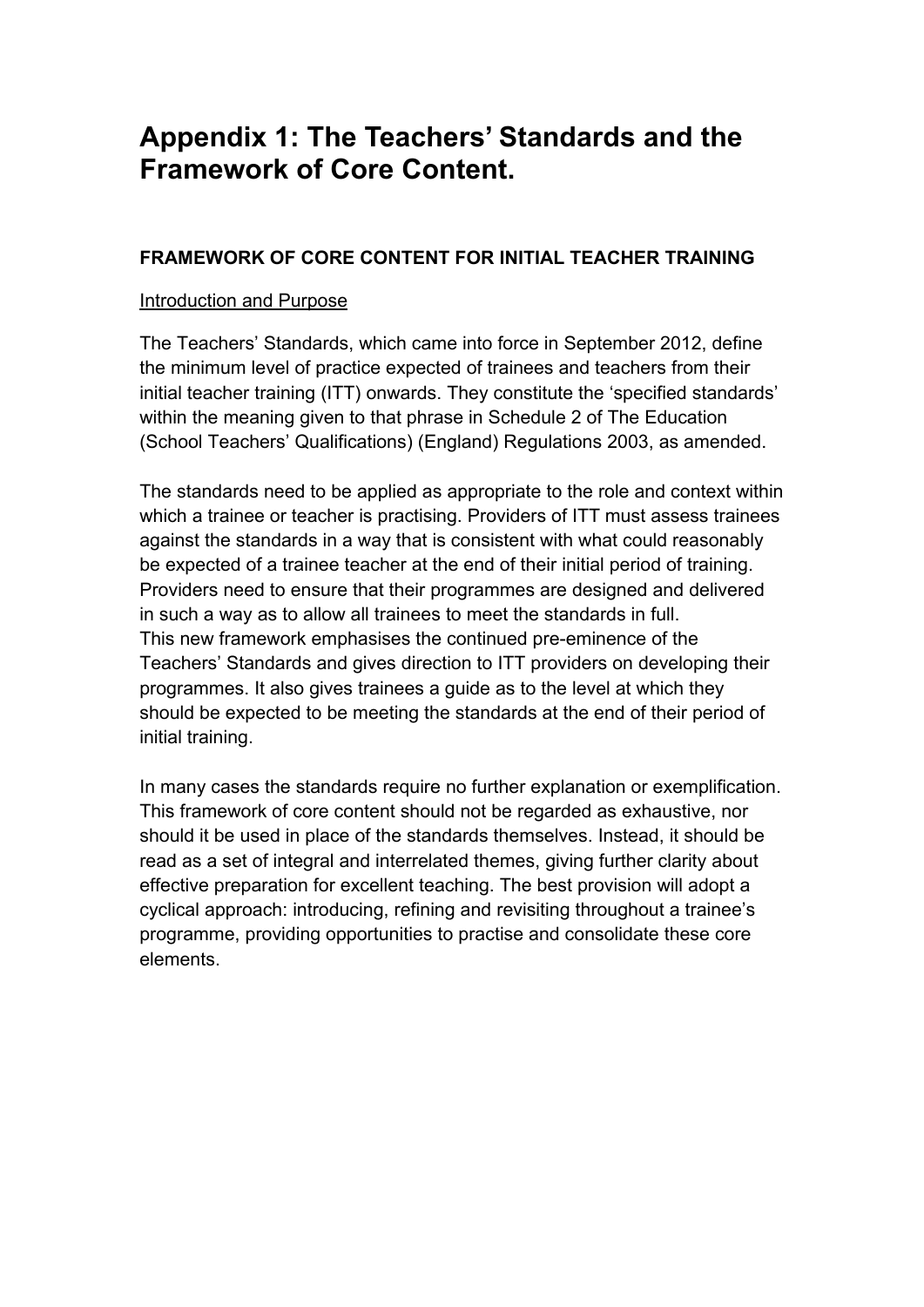# Appendix 1: The Teachers' Standards and the Framework of Core Content.

## FRAMEWORK OF CORE CONTENT FOR INITIAL TEACHER TRAINING

Introduction and Purpose

The Teachers' Standards, which came into force in September 2012, define the minimum level of practice expected of trainees and teachers from their initial teacher training (ITT) onwards. They constitute the 'specified standards' within the meaning given to that phrase in Schedule 2 of The Education (School Teachers' Qualifications) (England) Regulations 2003, as amended.

The standards need to be applied as appropriate to the role and context within which a trainee or teacher is practising. Providers of ITT must assess trainees against the standards in a way that is consistent with what could reasonably be expected of a trainee teacher at the end of their initial period of training. Providers need to ensure that their programmes are designed and delivered in such a way as to allow all trainees to meet the standards in full.
This new framework emphasises the continued pre-eminence of the Teachers' Standards and gives direction to ITT providers on developing their programmes. It also gives trainees a guide as to the level at which they should be expected to be meeting the standards at the end of their period of initial training.

In many cases the standards require no further explanation or exemplification. This framework of core content should not be regarded as exhaustive, nor should it be used in place of the standards themselves. Instead, it should be read as a set of integral and interrelated themes, giving further clarity about effective preparation for excellent teaching. The best provision will adopt a cyclical approach: introducing, refining and revisiting throughout a trainee's programme, providing opportunities to practise and consolidate these core elements.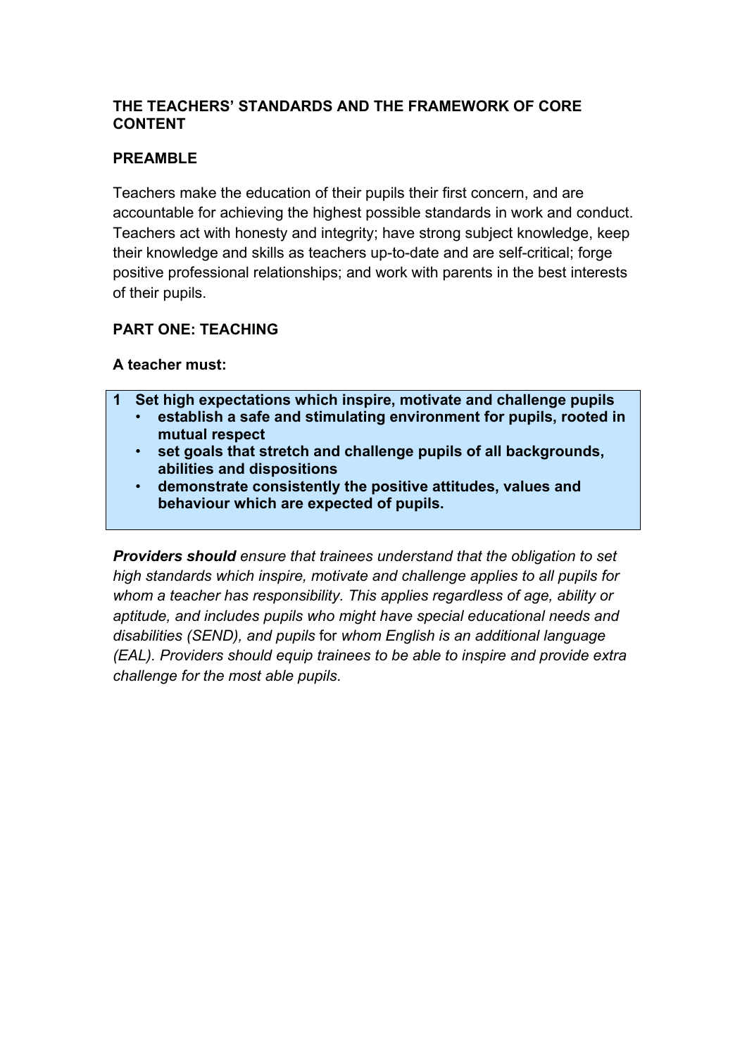**THE TEACHERS' STANDARDS AND THE FRAMEWORK OF CORE CONTENT**

**PREAMBLE**

Teachers make the education of their pupils their first concern, and are accountable for achieving the highest possible standards in work and conduct. Teachers act with honesty and integrity; have strong subject knowledge, keep their knowledge and skills as teachers up-to-date and are self-critical; forge positive professional relationships; and work with parents in the best interests of their pupils.

**PART ONE: TEACHING**

**A teacher must:**

**1 Set high expectations which inspire, motivate and challenge pupils**
- **establish a safe and stimulating environment for pupils, rooted in mutual respect**
- **set goals that stretch and challenge pupils of all backgrounds, abilities and dispositions**
- **demonstrate consistently the positive attitudes, values and behaviour which are expected of pupils.**

***Providers should*** *ensure that trainees understand that the obligation to set high standards which inspire, motivate and challenge applies to all pupils for whom a teacher has responsibility. This applies regardless of age, ability or aptitude, and includes pupils who might have special educational needs and disabilities (SEND), and pupils* for *whom English is an additional language (EAL). Providers should equip trainees to be able to inspire and provide extra challenge for the most able pupils.*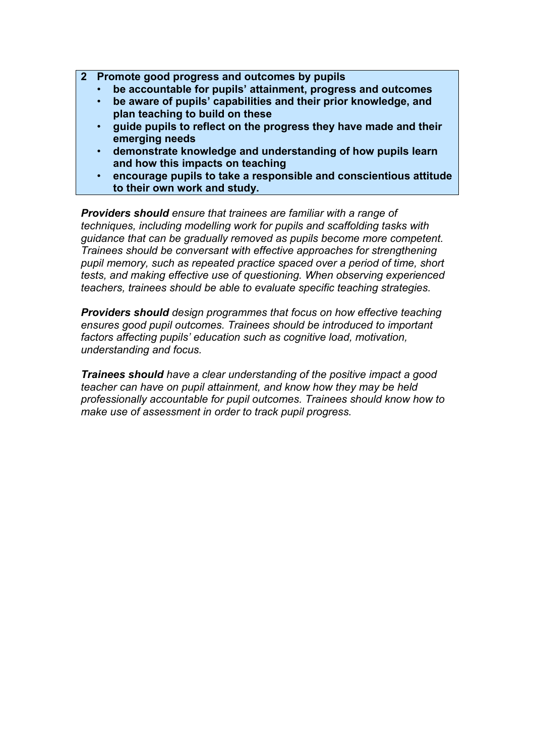**2 Promote good progress and outcomes by pupils**

- **be accountable for pupils' attainment, progress and outcomes**
- **be aware of pupils' capabilities and their prior knowledge, and plan teaching to build on these**
- **guide pupils to reflect on the progress they have made and their emerging needs**
- **demonstrate knowledge and understanding of how pupils learn and how this impacts on teaching**
- **encourage pupils to take a responsible and conscientious attitude to their own work and study.**

***Providers should*** *ensure that trainees are familiar with a range of techniques, including modelling work for pupils and scaffolding tasks with guidance that can be gradually removed as pupils become more competent. Trainees should be conversant with effective approaches for strengthening pupil memory, such as repeated practice spaced over a period of time, short tests, and making effective use of questioning. When observing experienced teachers, trainees should be able to evaluate specific teaching strategies.*

***Providers should*** *design programmes that focus on how effective teaching ensures good pupil outcomes. Trainees should be introduced to important factors affecting pupils' education such as cognitive load, motivation, understanding and focus.*

***Trainees should*** *have a clear understanding of the positive impact a good teacher can have on pupil attainment, and know how they may be held professionally accountable for pupil outcomes. Trainees should know how to make use of assessment in order to track pupil progress.*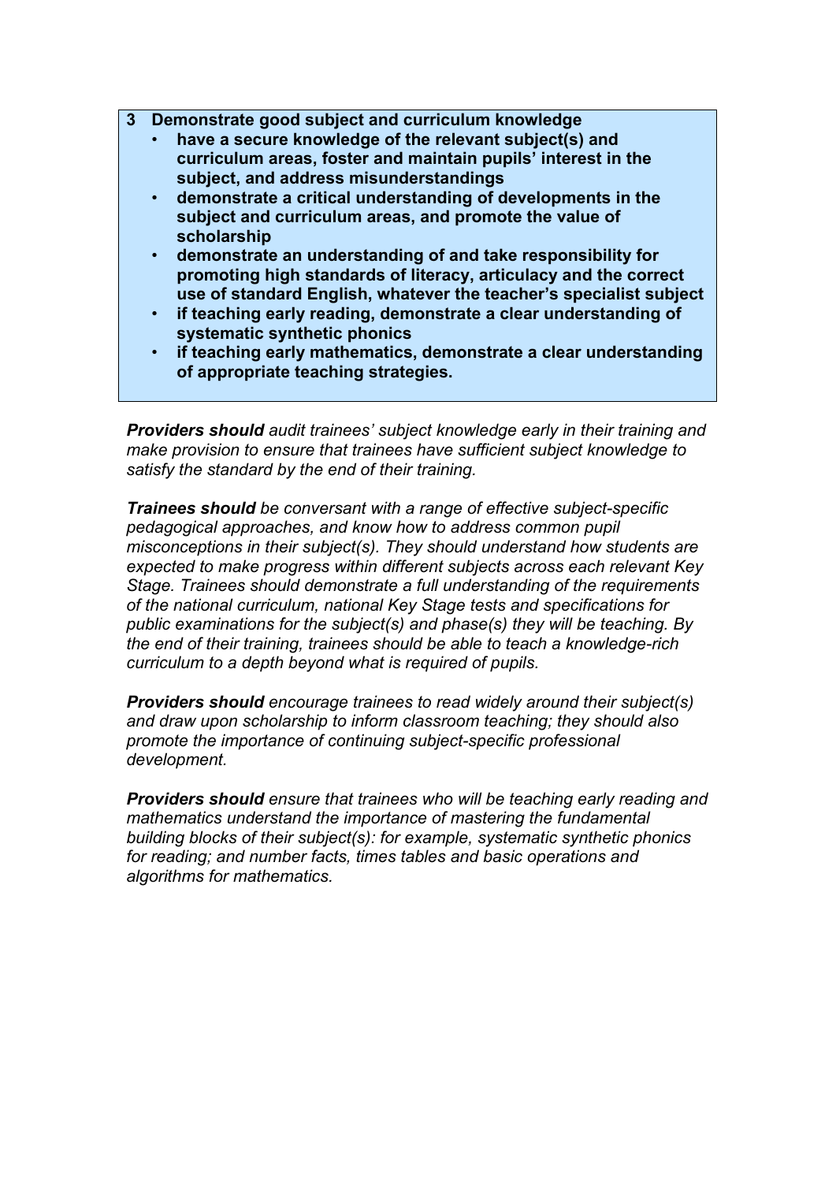**3 Demonstrate good subject and curriculum knowledge**

- **have a secure knowledge of the relevant subject(s) and curriculum areas, foster and maintain pupils' interest in the subject, and address misunderstandings**
- **demonstrate a critical understanding of developments in the subject and curriculum areas, and promote the value of scholarship**
- **demonstrate an understanding of and take responsibility for promoting high standards of literacy, articulacy and the correct use of standard English, whatever the teacher's specialist subject**
- **if teaching early reading, demonstrate a clear understanding of systematic synthetic phonics**
- **if teaching early mathematics, demonstrate a clear understanding of appropriate teaching strategies.**

***Providers should*** *audit trainees' subject knowledge early in their training and make provision to ensure that trainees have sufficient subject knowledge to satisfy the standard by the end of their training.*

***Trainees should*** *be conversant with a range of effective subject-specific pedagogical approaches, and know how to address common pupil misconceptions in their subject(s). They should understand how students are expected to make progress within different subjects across each relevant Key Stage. Trainees should demonstrate a full understanding of the requirements of the national curriculum, national Key Stage tests and specifications for public examinations for the subject(s) and phase(s) they will be teaching. By the end of their training, trainees should be able to teach a knowledge-rich curriculum to a depth beyond what is required of pupils.*

***Providers should*** *encourage trainees to read widely around their subject(s) and draw upon scholarship to inform classroom teaching; they should also promote the importance of continuing subject-specific professional development.*

***Providers should*** *ensure that trainees who will be teaching early reading and mathematics understand the importance of mastering the fundamental building blocks of their subject(s): for example, systematic synthetic phonics for reading; and number facts, times tables and basic operations and algorithms for mathematics.*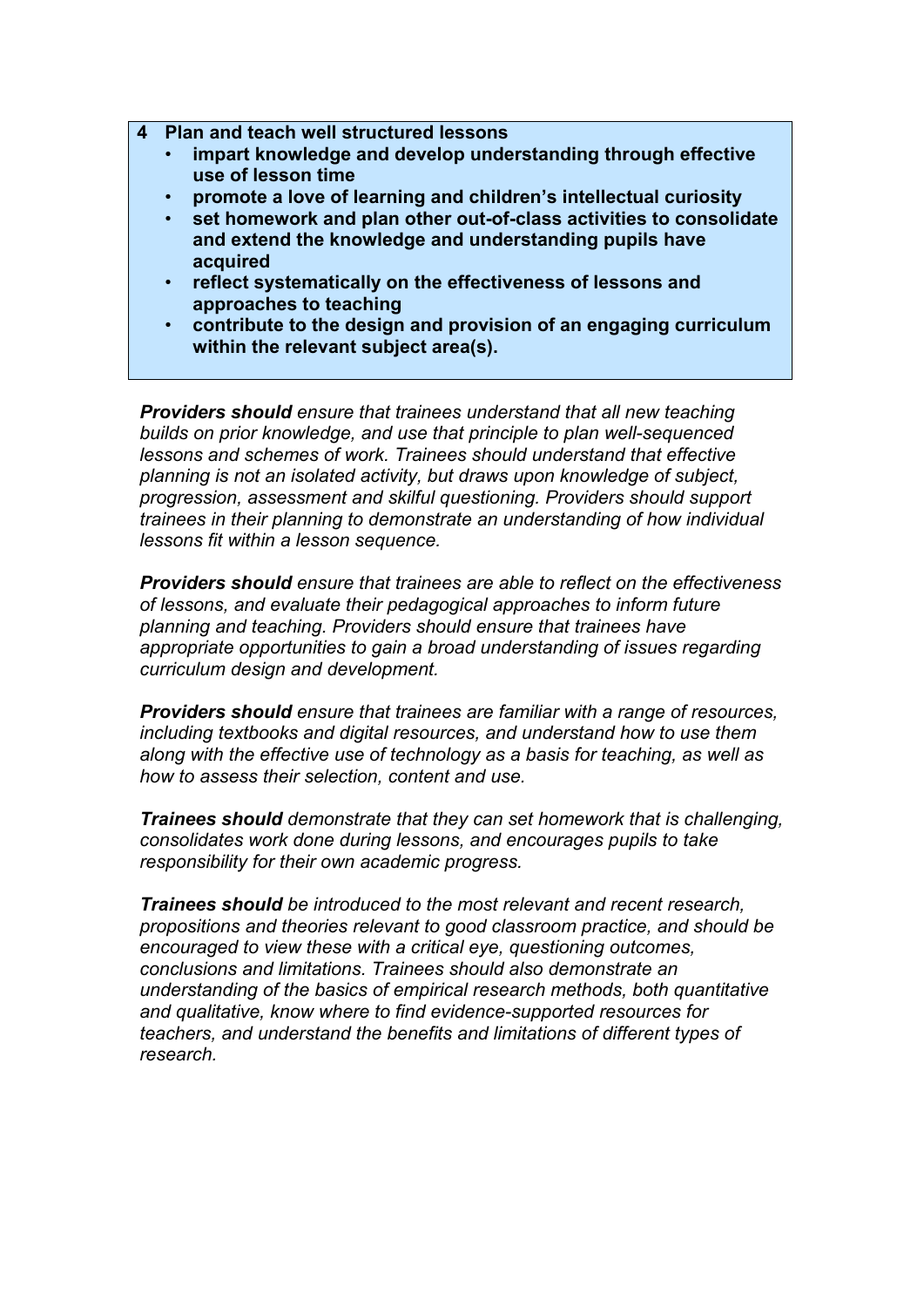**4 Plan and teach well structured lessons**

- **impart knowledge and develop understanding through effective use of lesson time**
- **promote a love of learning and children's intellectual curiosity**
- **set homework and plan other out-of-class activities to consolidate and extend the knowledge and understanding pupils have acquired**
- **reflect systematically on the effectiveness of lessons and approaches to teaching**
- **contribute to the design and provision of an engaging curriculum within the relevant subject area(s).**

***Providers should*** *ensure that trainees understand that all new teaching builds on prior knowledge, and use that principle to plan well-sequenced lessons and schemes of work. Trainees should understand that effective planning is not an isolated activity, but draws upon knowledge of subject, progression, assessment and skilful questioning. Providers should support trainees in their planning to demonstrate an understanding of how individual lessons fit within a lesson sequence.*

***Providers should*** *ensure that trainees are able to reflect on the effectiveness of lessons, and evaluate their pedagogical approaches to inform future planning and teaching. Providers should ensure that trainees have appropriate opportunities to gain a broad understanding of issues regarding curriculum design and development.*

***Providers should*** *ensure that trainees are familiar with a range of resources, including textbooks and digital resources, and understand how to use them along with the effective use of technology as a basis for teaching, as well as how to assess their selection, content and use.*

***Trainees should*** *demonstrate that they can set homework that is challenging, consolidates work done during lessons, and encourages pupils to take responsibility for their own academic progress.*

***Trainees should*** *be introduced to the most relevant and recent research, propositions and theories relevant to good classroom practice, and should be encouraged to view these with a critical eye, questioning outcomes, conclusions and limitations. Trainees should also demonstrate an understanding of the basics of empirical research methods, both quantitative and qualitative, know where to find evidence-supported resources for teachers, and understand the benefits and limitations of different types of research.*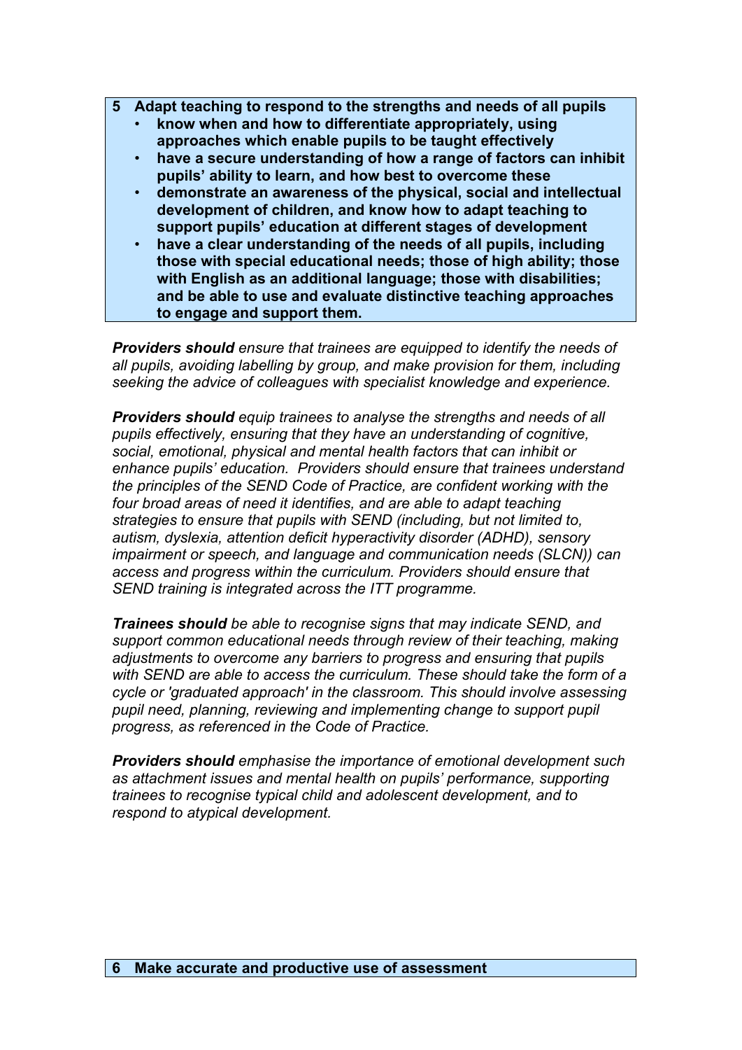**5 Adapt teaching to respond to the strengths and needs of all pupils**

- **know when and how to differentiate appropriately, using approaches which enable pupils to be taught effectively**
- **have a secure understanding of how a range of factors can inhibit pupils' ability to learn, and how best to overcome these**
- **demonstrate an awareness of the physical, social and intellectual development of children, and know how to adapt teaching to support pupils' education at different stages of development**
- **have a clear understanding of the needs of all pupils, including those with special educational needs; those of high ability; those with English as an additional language; those with disabilities; and be able to use and evaluate distinctive teaching approaches to engage and support them.**

***Providers should*** *ensure that trainees are equipped to identify the needs of all pupils, avoiding labelling by group, and make provision for them, including seeking the advice of colleagues with specialist knowledge and experience.*

***Providers should*** *equip trainees to analyse the strengths and needs of all pupils effectively, ensuring that they have an understanding of cognitive, social, emotional, physical and mental health factors that can inhibit or enhance pupils' education. Providers should ensure that trainees understand the principles of the SEND Code of Practice, are confident working with the four broad areas of need it identifies, and are able to adapt teaching strategies to ensure that pupils with SEND (including, but not limited to, autism, dyslexia, attention deficit hyperactivity disorder (ADHD), sensory impairment or speech, and language and communication needs (SLCN)) can access and progress within the curriculum. Providers should ensure that SEND training is integrated across the ITT programme.*

***Trainees should*** *be able to recognise signs that may indicate SEND, and support common educational needs through review of their teaching, making adjustments to overcome any barriers to progress and ensuring that pupils with SEND are able to access the curriculum. These should take the form of a cycle or 'graduated approach' in the classroom. This should involve assessing pupil need, planning, reviewing and implementing change to support pupil progress, as referenced in the Code of Practice.*

***Providers should*** *emphasise the importance of emotional development such as attachment issues and mental health on pupils' performance, supporting trainees to recognise typical child and adolescent development, and to respond to atypical development.*

**6 Make accurate and productive use of assessment**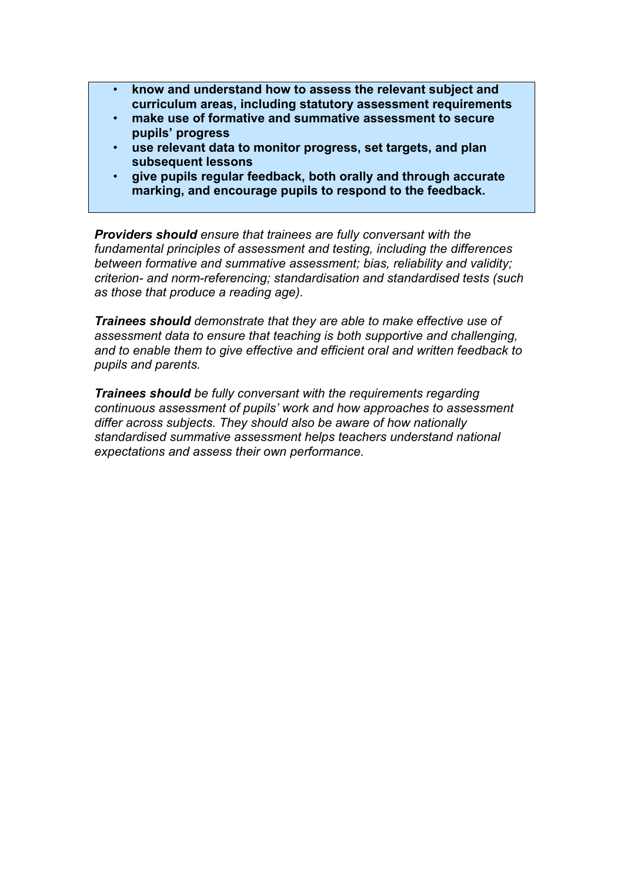- **know and understand how to assess the relevant subject and curriculum areas, including statutory assessment requirements**
- **make use of formative and summative assessment to secure pupils' progress**
- **use relevant data to monitor progress, set targets, and plan subsequent lessons**
- **give pupils regular feedback, both orally and through accurate marking, and encourage pupils to respond to the feedback.**

***Providers should*** *ensure that trainees are fully conversant with the fundamental principles of assessment and testing, including the differences between formative and summative assessment; bias, reliability and validity; criterion- and norm-referencing; standardisation and standardised tests (such as those that produce a reading age).*

***Trainees should*** *demonstrate that they are able to make effective use of assessment data to ensure that teaching is both supportive and challenging, and to enable them to give effective and efficient oral and written feedback to pupils and parents.*

***Trainees should*** *be fully conversant with the requirements regarding continuous assessment of pupils' work and how approaches to assessment differ across subjects. They should also be aware of how nationally standardised summative assessment helps teachers understand national expectations and assess their own performance.*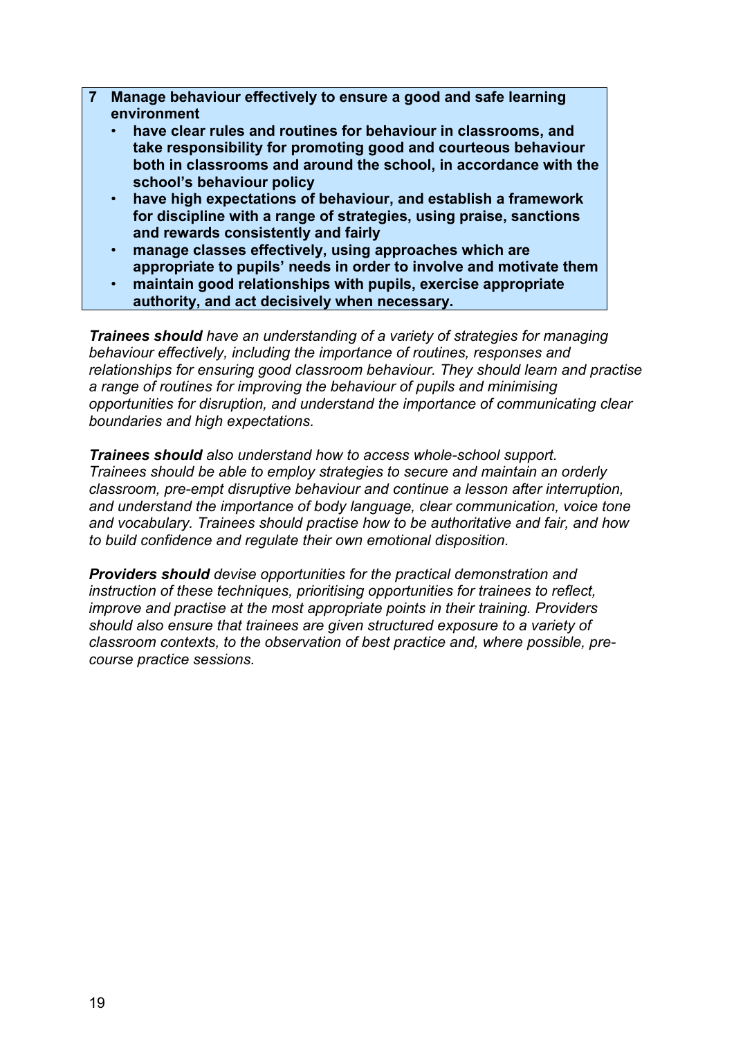**7 Manage behaviour effectively to ensure a good and safe learning environment**

- **have clear rules and routines for behaviour in classrooms, and take responsibility for promoting good and courteous behaviour both in classrooms and around the school, in accordance with the school's behaviour policy**
- **have high expectations of behaviour, and establish a framework for discipline with a range of strategies, using praise, sanctions and rewards consistently and fairly**
- **manage classes effectively, using approaches which are appropriate to pupils' needs in order to involve and motivate them**
- **maintain good relationships with pupils, exercise appropriate authority, and act decisively when necessary.**

***Trainees should*** *have an understanding of a variety of strategies for managing behaviour effectively, including the importance of routines, responses and relationships for ensuring good classroom behaviour. They should learn and practise a range of routines for improving the behaviour of pupils and minimising opportunities for disruption, and understand the importance of communicating clear boundaries and high expectations.*

***Trainees should*** *also understand how to access whole-school support. Trainees should be able to employ strategies to secure and maintain an orderly classroom, pre-empt disruptive behaviour and continue a lesson after interruption, and understand the importance of body language, clear communication, voice tone and vocabulary. Trainees should practise how to be authoritative and fair, and how to build confidence and regulate their own emotional disposition.*

***Providers should*** *devise opportunities for the practical demonstration and instruction of these techniques, prioritising opportunities for trainees to reflect, improve and practise at the most appropriate points in their training. Providers should also ensure that trainees are given structured exposure to a variety of classroom contexts, to the observation of best practice and, where possible, pre-course practice sessions.*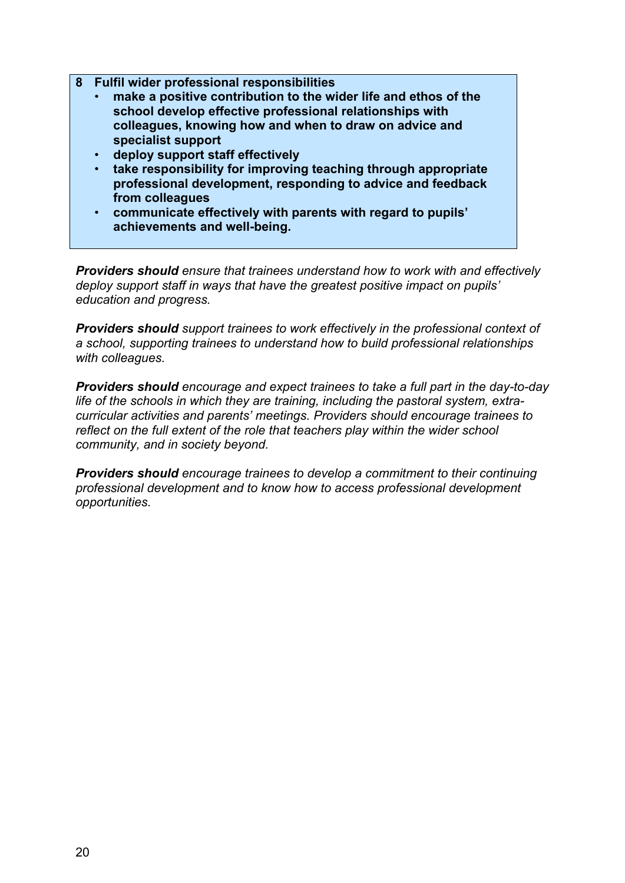**8 Fulfil wider professional responsibilities**

- **make a positive contribution to the wider life and ethos of the school develop effective professional relationships with colleagues, knowing how and when to draw on advice and specialist support**
- **deploy support staff effectively**
- **take responsibility for improving teaching through appropriate professional development, responding to advice and feedback from colleagues**
- **communicate effectively with parents with regard to pupils' achievements and well-being.**

***Providers should*** *ensure that trainees understand how to work with and effectively deploy support staff in ways that have the greatest positive impact on pupils' education and progress.*

***Providers should*** *support trainees to work effectively in the professional context of a school, supporting trainees to understand how to build professional relationships with colleagues.*

***Providers should*** *encourage and expect trainees to take a full part in the day-to-day life of the schools in which they are training, including the pastoral system, extra-curricular activities and parents' meetings. Providers should encourage trainees to reflect on the full extent of the role that teachers play within the wider school community, and in society beyond.*

***Providers should*** *encourage trainees to develop a commitment to their continuing professional development and to know how to access professional development opportunities.*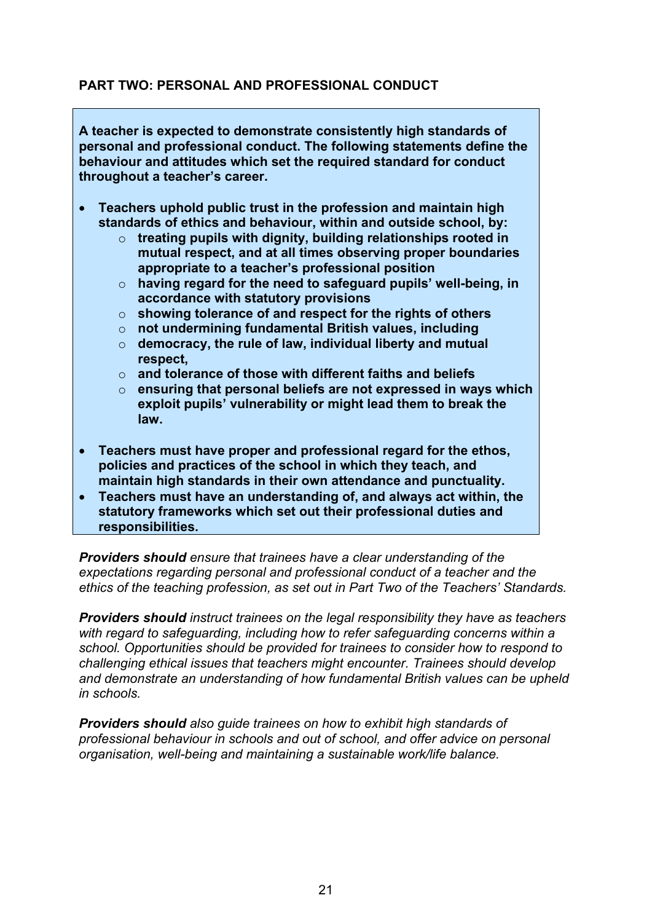**PART TWO: PERSONAL AND PROFESSIONAL CONDUCT**

**A teacher is expected to demonstrate consistently high standards of personal and professional conduct. The following statements define the behaviour and attitudes which set the required standard for conduct throughout a teacher's career.**

- **Teachers uphold public trust in the profession and maintain high standards of ethics and behaviour, within and outside school, by:**
  - **treating pupils with dignity, building relationships rooted in mutual respect, and at all times observing proper boundaries appropriate to a teacher's professional position**
  - **having regard for the need to safeguard pupils' well-being, in accordance with statutory provisions**
  - **showing tolerance of and respect for the rights of others**
  - **not undermining fundamental British values, including**
  - **democracy, the rule of law, individual liberty and mutual respect,**
  - **and tolerance of those with different faiths and beliefs**
  - **ensuring that personal beliefs are not expressed in ways which exploit pupils' vulnerability or might lead them to break the law.**
- **Teachers must have proper and professional regard for the ethos, policies and practices of the school in which they teach, and maintain high standards in their own attendance and punctuality.**
- **Teachers must have an understanding of, and always act within, the statutory frameworks which set out their professional duties and responsibilities.**

***Providers should*** *ensure that trainees have a clear understanding of the expectations regarding personal and professional conduct of a teacher and the ethics of the teaching profession, as set out in Part Two of the Teachers' Standards.*

***Providers should*** *instruct trainees on the legal responsibility they have as teachers with regard to safeguarding, including how to refer safeguarding concerns within a school. Opportunities should be provided for trainees to consider how to respond to challenging ethical issues that teachers might encounter. Trainees should develop and demonstrate an understanding of how fundamental British values can be upheld in schools.*

***Providers should*** *also guide trainees on how to exhibit high standards of professional behaviour in schools and out of school, and offer advice on personal organisation, well-being and maintaining a sustainable work/life balance.*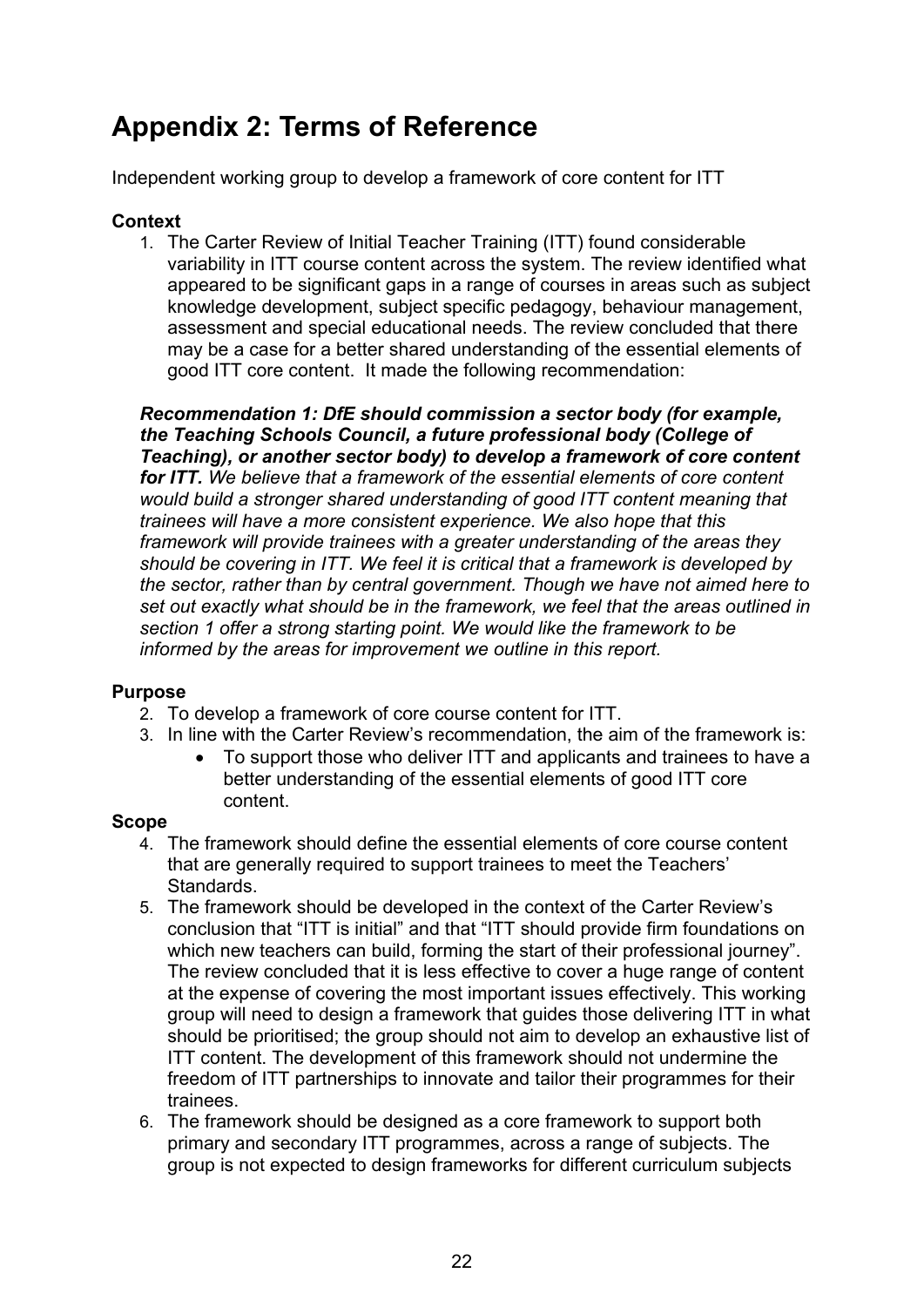# Appendix 2: Terms of Reference

Independent working group to develop a framework of core content for ITT

**Context**

1. The Carter Review of Initial Teacher Training (ITT) found considerable variability in ITT course content across the system. The review identified what appeared to be significant gaps in a range of courses in areas such as subject knowledge development, subject specific pedagogy, behaviour management, assessment and special educational needs. The review concluded that there may be a case for a better shared understanding of the essential elements of good ITT core content. It made the following recommendation:

***Recommendation 1: DfE should commission a sector body (for example, the Teaching Schools Council, a future professional body (College of Teaching), or another sector body) to develop a framework of core content for ITT.*** *We believe that a framework of the essential elements of core content would build a stronger shared understanding of good ITT content meaning that trainees will have a more consistent experience. We also hope that this framework will provide trainees with a greater understanding of the areas they should be covering in ITT. We feel it is critical that a framework is developed by the sector, rather than by central government. Though we have not aimed here to set out exactly what should be in the framework, we feel that the areas outlined in section 1 offer a strong starting point. We would like the framework to be informed by the areas for improvement we outline in this report.*

**Purpose**

2. To develop a framework of core course content for ITT.
3. In line with the Carter Review's recommendation, the aim of the framework is:
   - To support those who deliver ITT and applicants and trainees to have a better understanding of the essential elements of good ITT core content.

**Scope**

4. The framework should define the essential elements of core course content that are generally required to support trainees to meet the Teachers' Standards.
5. The framework should be developed in the context of the Carter Review's conclusion that "ITT is initial" and that "ITT should provide firm foundations on which new teachers can build, forming the start of their professional journey". The review concluded that it is less effective to cover a huge range of content at the expense of covering the most important issues effectively. This working group will need to design a framework that guides those delivering ITT in what should be prioritised; the group should not aim to develop an exhaustive list of ITT content. The development of this framework should not undermine the freedom of ITT partnerships to innovate and tailor their programmes for their trainees.
6. The framework should be designed as a core framework to support both primary and secondary ITT programmes, across a range of subjects. The group is not expected to design frameworks for different curriculum subjects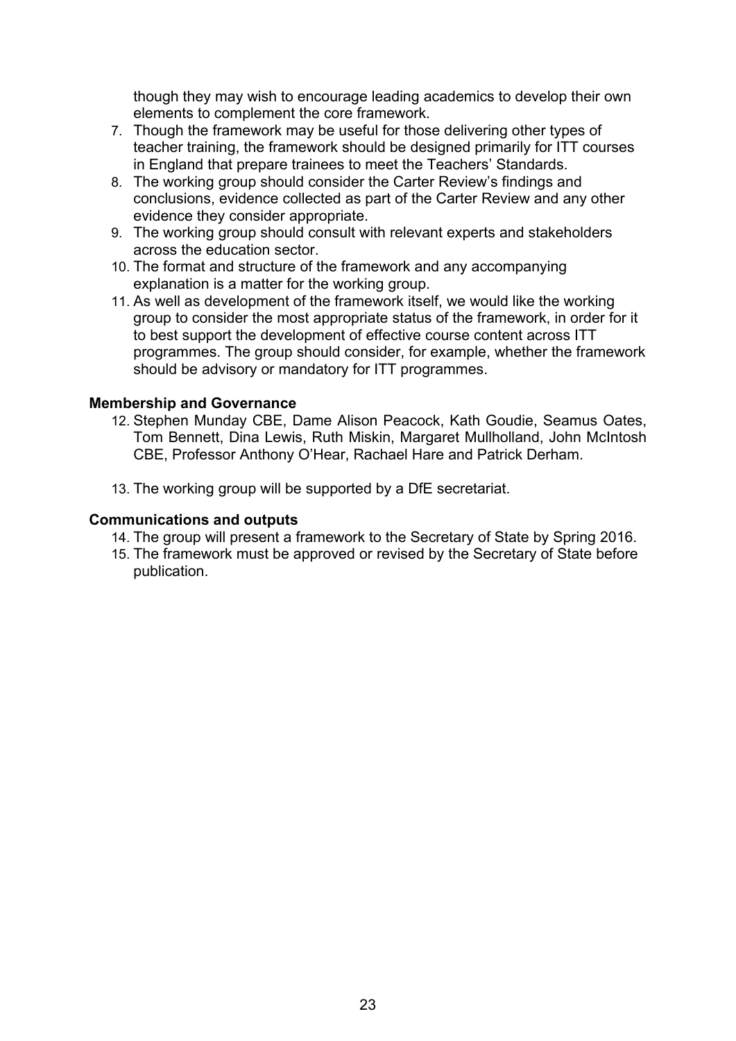though they may wish to encourage leading academics to develop their own elements to complement the core framework.

7. Though the framework may be useful for those delivering other types of teacher training, the framework should be designed primarily for ITT courses in England that prepare trainees to meet the Teachers' Standards.
8. The working group should consider the Carter Review's findings and conclusions, evidence collected as part of the Carter Review and any other evidence they consider appropriate.
9. The working group should consult with relevant experts and stakeholders across the education sector.
10. The format and structure of the framework and any accompanying explanation is a matter for the working group.
11. As well as development of the framework itself, we would like the working group to consider the most appropriate status of the framework, in order for it to best support the development of effective course content across ITT programmes. The group should consider, for example, whether the framework should be advisory or mandatory for ITT programmes.

**Membership and Governance**

12. Stephen Munday CBE, Dame Alison Peacock, Kath Goudie, Seamus Oates, Tom Bennett, Dina Lewis, Ruth Miskin, Margaret Mullholland, John McIntosh CBE, Professor Anthony O'Hear, Rachael Hare and Patrick Derham.

13. The working group will be supported by a DfE secretariat.

**Communications and outputs**

14. The group will present a framework to the Secretary of State by Spring 2016.
15. The framework must be approved or revised by the Secretary of State before publication.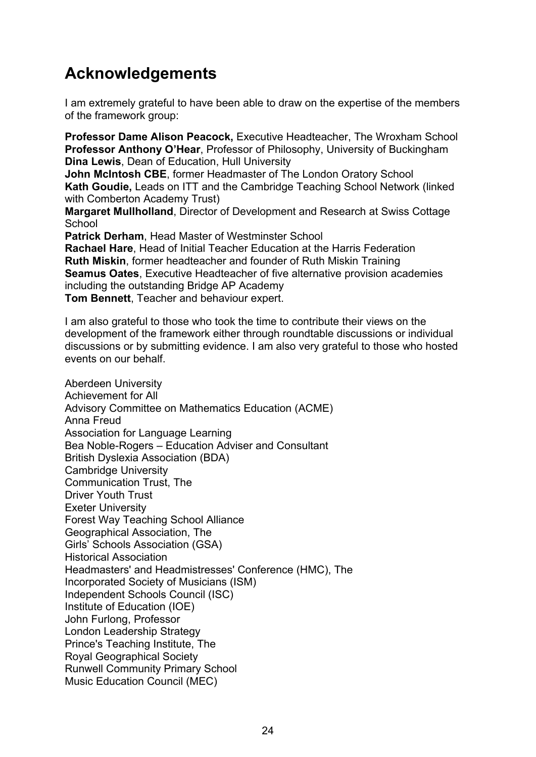# Acknowledgements

I am extremely grateful to have been able to draw on the expertise of the members of the framework group:

**Professor Dame Alison Peacock,** Executive Headteacher, The Wroxham School
**Professor Anthony O'Hear**, Professor of Philosophy, University of Buckingham
**Dina Lewis**, Dean of Education, Hull University
**John McIntosh CBE**, former Headmaster of The London Oratory School
**Kath Goudie,** Leads on ITT and the Cambridge Teaching School Network (linked with Comberton Academy Trust)
**Margaret Mullholland**, Director of Development and Research at Swiss Cottage School
**Patrick Derham**, Head Master of Westminster School
**Rachael Hare**, Head of Initial Teacher Education at the Harris Federation
**Ruth Miskin**, former headteacher and founder of Ruth Miskin Training
**Seamus Oates**, Executive Headteacher of five alternative provision academies including the outstanding Bridge AP Academy
**Tom Bennett**, Teacher and behaviour expert.

I am also grateful to those who took the time to contribute their views on the development of the framework either through roundtable discussions or individual discussions or by submitting evidence. I am also very grateful to those who hosted events on our behalf.

Aberdeen University
Achievement for All
Advisory Committee on Mathematics Education (ACME)
Anna Freud
Association for Language Learning
Bea Noble-Rogers – Education Adviser and Consultant
British Dyslexia Association (BDA)
Cambridge University
Communication Trust, The
Driver Youth Trust
Exeter University
Forest Way Teaching School Alliance
Geographical Association, The
Girls' Schools Association (GSA)
Historical Association
Headmasters' and Headmistresses' Conference (HMC), The
Incorporated Society of Musicians (ISM)
Independent Schools Council (ISC)
Institute of Education (IOE)
John Furlong, Professor
London Leadership Strategy
Prince's Teaching Institute, The
Royal Geographical Society
Runwell Community Primary School
Music Education Council (MEC)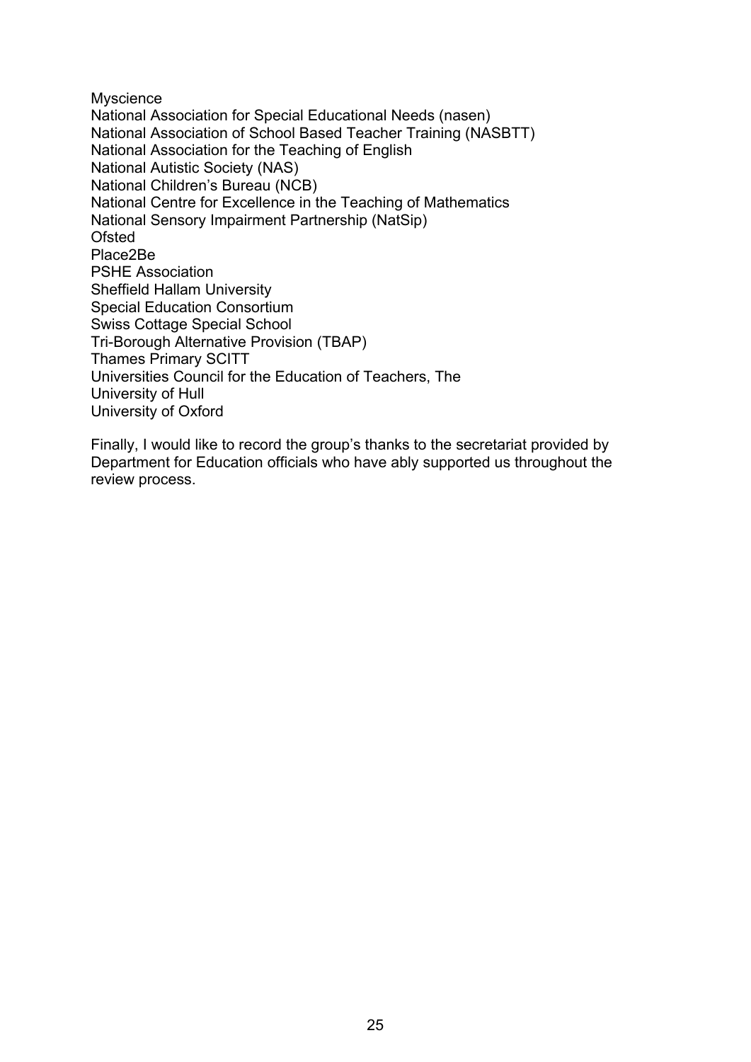Myscience
National Association for Special Educational Needs (nasen)
National Association of School Based Teacher Training (NASBTT)
National Association for the Teaching of English
National Autistic Society (NAS)
National Children's Bureau (NCB)
National Centre for Excellence in the Teaching of Mathematics
National Sensory Impairment Partnership (NatSip)
Ofsted
Place2Be
PSHE Association
Sheffield Hallam University
Special Education Consortium
Swiss Cottage Special School
Tri-Borough Alternative Provision (TBAP)
Thames Primary SCITT
Universities Council for the Education of Teachers, The
University of Hull
University of Oxford

Finally, I would like to record the group's thanks to the secretariat provided by Department for Education officials who have ably supported us throughout the review process.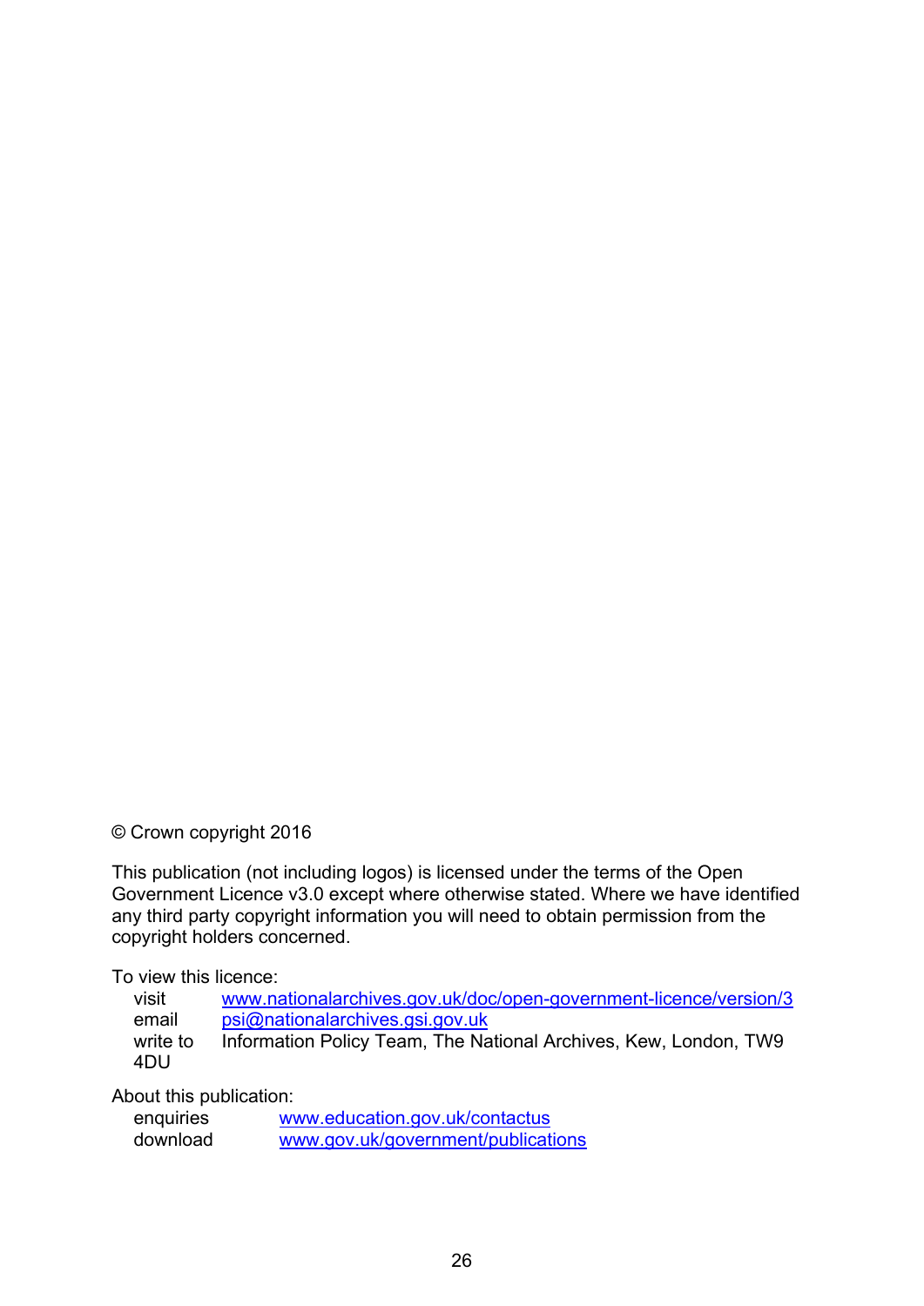© Crown copyright 2016

This publication (not including logos) is licensed under the terms of the Open Government Licence v3.0 except where otherwise stated. Where we have identified any third party copyright information you will need to obtain permission from the copyright holders concerned.

To view this licence:

visit www.nationalarchives.gov.uk/doc/open-government-licence/version/3
email psi@nationalarchives.gsi.gov.uk
write to Information Policy Team, The National Archives, Kew, London, TW9 4DU

About this publication:

enquiries www.education.gov.uk/contactus
download www.gov.uk/government/publications